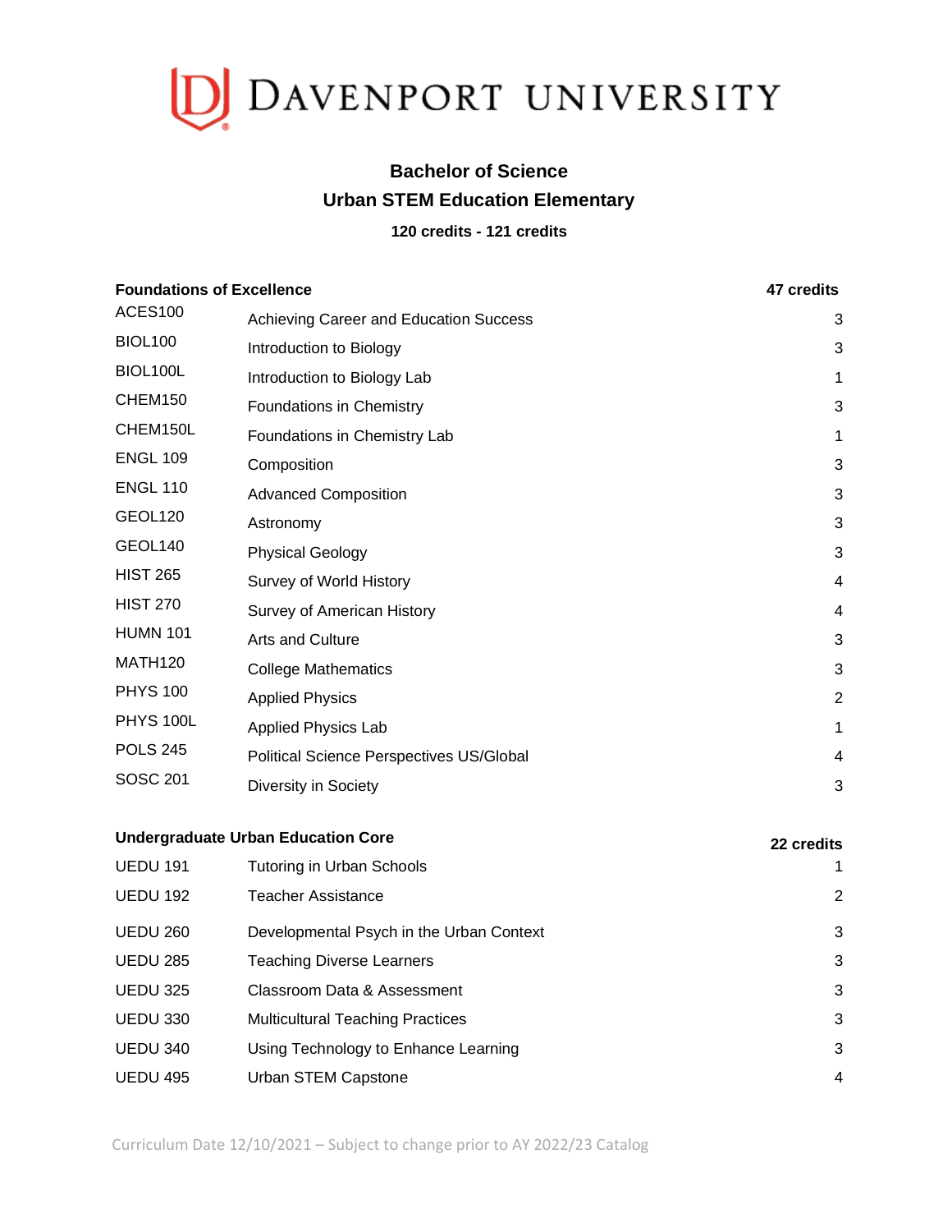# Davenport University

## Bachelor of Science
## Urban STEM Education Elementary

**120 credits - 121 credits**

| **Foundations of Excellence** | | **47 credits** |
|---|---|---|
| ACES100 | Achieving Career and Education Success | 3 |
| BIOL100 | Introduction to Biology | 3 |
| BIOL100L | Introduction to Biology Lab | 1 |
| CHEM150 | Foundations in Chemistry | 3 |
| CHEM150L | Foundations in Chemistry Lab | 1 |
| ENGL 109 | Composition | 3 |
| ENGL 110 | Advanced Composition | 3 |
| GEOL120 | Astronomy | 3 |
| GEOL140 | Physical Geology | 3 |
| HIST 265 | Survey of World History | 4 |
| HIST 270 | Survey of American History | 4 |
| HUMN 101 | Arts and Culture | 3 |
| MATH120 | College Mathematics | 3 |
| PHYS 100 | Applied Physics | 2 |
| PHYS 100L | Applied Physics Lab | 1 |
| POLS 245 | Political Science Perspectives US/Global | 4 |
| SOSC 201 | Diversity in Society | 3 |

| **Undergraduate Urban Education Core** | | **22 credits** |
|---|---|---|
| UEDU 191 | Tutoring in Urban Schools | 1 |
| UEDU 192 | Teacher Assistance | 2 |
| UEDU 260 | Developmental Psych in the Urban Context | 3 |
| UEDU 285 | Teaching Diverse Learners | 3 |
| UEDU 325 | Classroom Data & Assessment | 3 |
| UEDU 330 | Multicultural Teaching Practices | 3 |
| UEDU 340 | Using Technology to Enhance Learning | 3 |
| UEDU 495 | Urban STEM Capstone | 4 |

Curriculum Date 12/10/2021 – Subject to change prior to AY 2022/23 Catalog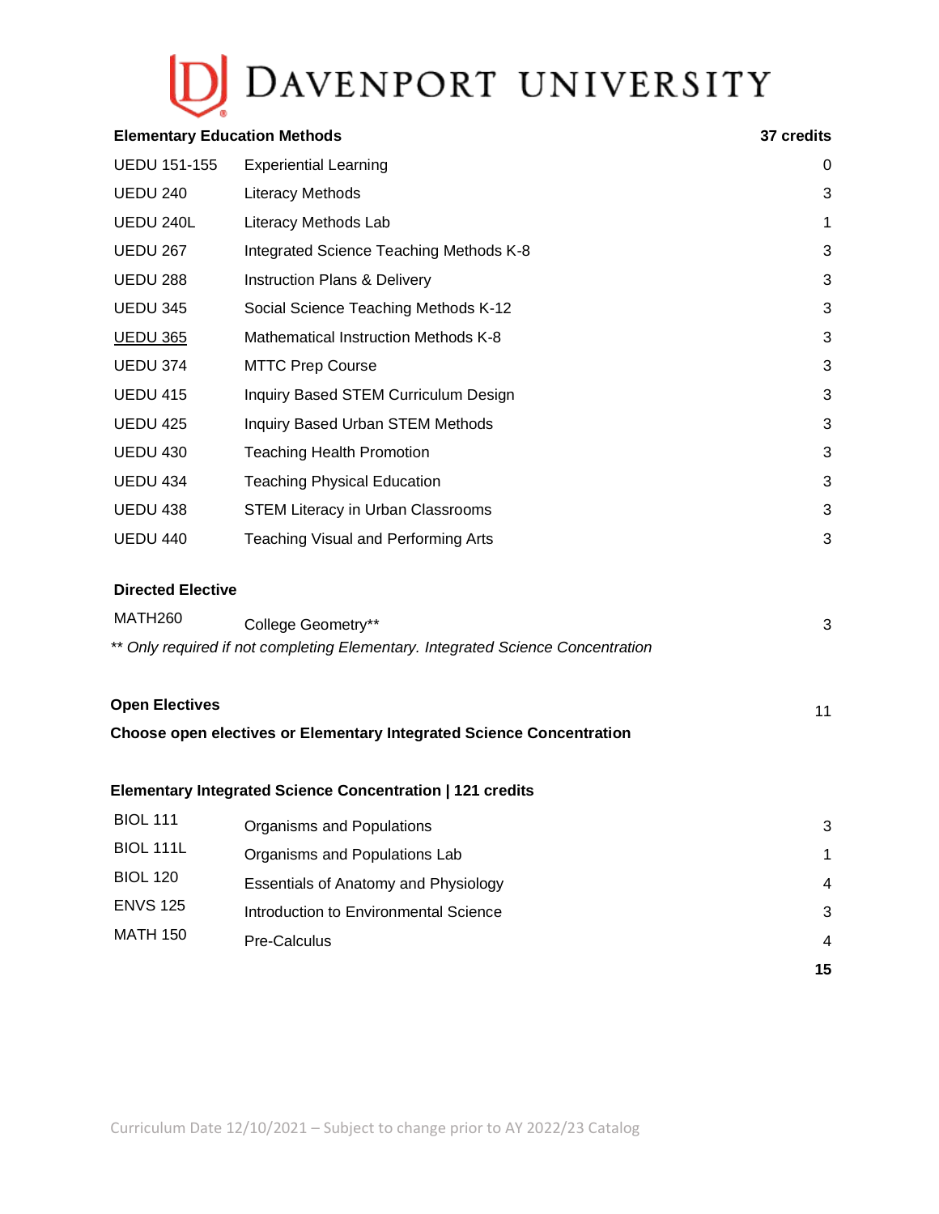DAVENPORT UNIVERSITY

| Elementary Education Methods | | 37 credits |
| --- | --- | --- |
| UEDU 151-155 | Experiential Learning | 0 |
| UEDU 240 | Literacy Methods | 3 |
| UEDU 240L | Literacy Methods Lab | 1 |
| UEDU 267 | Integrated Science Teaching Methods K-8 | 3 |
| UEDU 288 | Instruction Plans & Delivery | 3 |
| UEDU 345 | Social Science Teaching Methods K-12 | 3 |
| UEDU 365 | Mathematical Instruction Methods K-8 | 3 |
| UEDU 374 | MTTC Prep Course | 3 |
| UEDU 415 | Inquiry Based STEM Curriculum Design | 3 |
| UEDU 425 | Inquiry Based Urban STEM Methods | 3 |
| UEDU 430 | Teaching Health Promotion | 3 |
| UEDU 434 | Teaching Physical Education | 3 |
| UEDU 438 | STEM Literacy in Urban Classrooms | 3 |
| UEDU 440 | Teaching Visual and Performing Arts | 3 |

**Directed Elective**

| | | |
| --- | --- | --- |
| MATH260 | College Geometry** | 3 |

*** Only required if not completing Elementary. Integrated Science Concentration*

**Open Electives** 11

**Choose open electives or Elementary Integrated Science Concentration**

**Elementary Integrated Science Concentration | 121 credits**

| | | |
| --- | --- | --- |
| BIOL 111 | Organisms and Populations | 3 |
| BIOL 111L | Organisms and Populations Lab | 1 |
| BIOL 120 | Essentials of Anatomy and Physiology | 4 |
| ENVS 125 | Introduction to Environmental Science | 3 |
| MATH 150 | Pre-Calculus | 4 |
| | | **15** |

Curriculum Date 12/10/2021 – Subject to change prior to AY 2022/23 Catalog